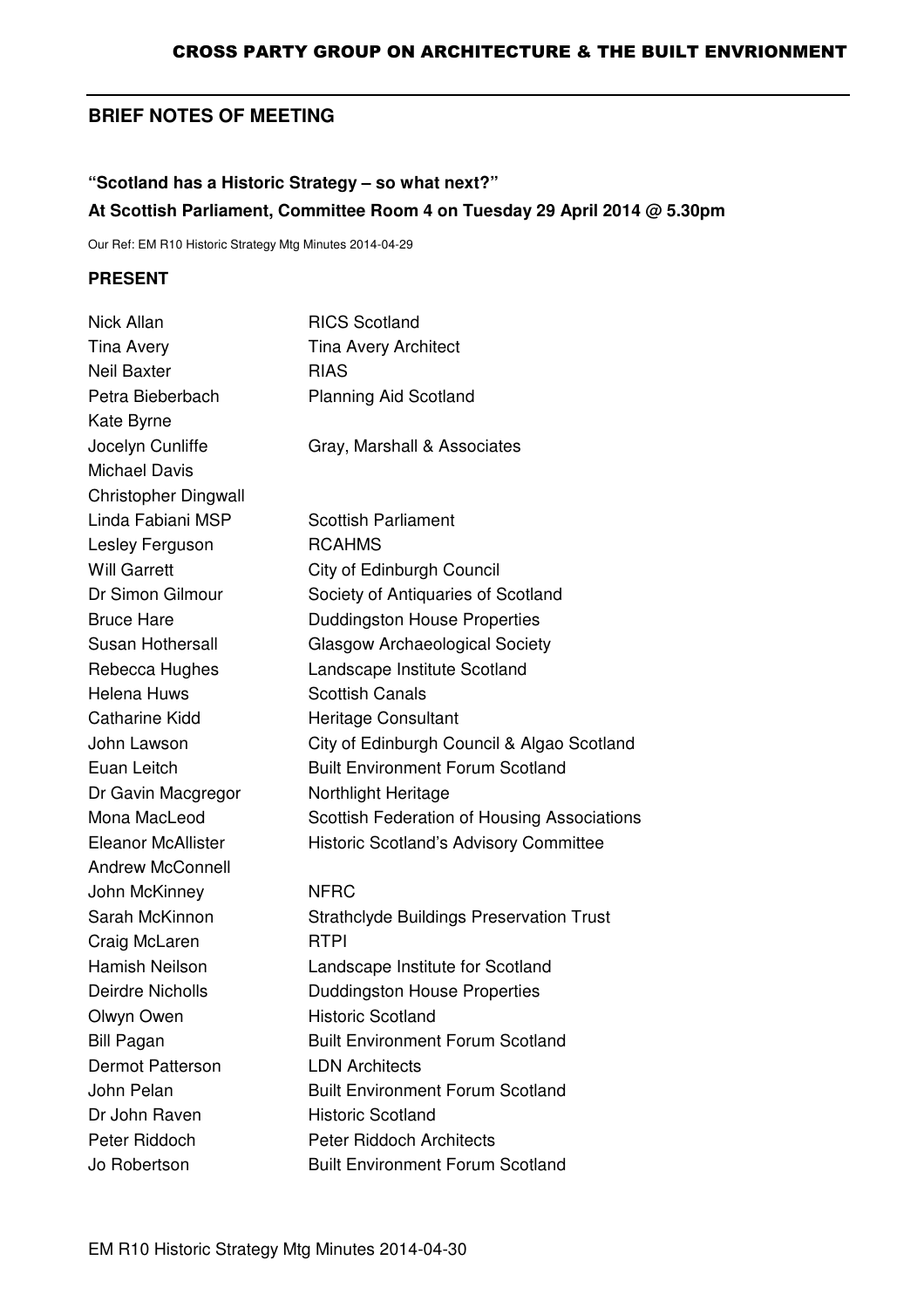## BRIEF NOTES OF MEETING

**"Scotland has a Historic Strategy – so what next?"**

**At Scottish Parliament, Committee Room 4 on Tuesday 29 April 2014 @ 5.30pm**

Our Ref: EM R10 Historic Strategy Mtg Minutes 2014-04-29

### PRESENT

| | |
|---|---|
| Nick Allan | RICS Scotland |
| Tina Avery | Tina Avery Architect |
| Neil Baxter | RIAS |
| Petra Bieberbach | Planning Aid Scotland |
| Kate Byrne | |
| Jocelyn Cunliffe | Gray, Marshall & Associates |
| Michael Davis | |
| Christopher Dingwall | |
| Linda Fabiani MSP | Scottish Parliament |
| Lesley Ferguson | RCAHMS |
| Will Garrett | City of Edinburgh Council |
| Dr Simon Gilmour | Society of Antiquaries of Scotland |
| Bruce Hare | Duddingston House Properties |
| Susan Hothersall | Glasgow Archaeological Society |
| Rebecca Hughes | Landscape Institute Scotland |
| Helena Huws | Scottish Canals |
| Catharine Kidd | Heritage Consultant |
| John Lawson | City of Edinburgh Council & Algao Scotland |
| Euan Leitch | Built Environment Forum Scotland |
| Dr Gavin Macgregor | Northlight Heritage |
| Mona MacLeod | Scottish Federation of Housing Associations |
| Eleanor McAllister | Historic Scotland's Advisory Committee |
| Andrew McConnell | |
| John McKinney | NFRC |
| Sarah McKinnon | Strathclyde Buildings Preservation Trust |
| Craig McLaren | RTPI |
| Hamish Neilson | Landscape Institute for Scotland |
| Deirdre Nicholls | Duddingston House Properties |
| Olwyn Owen | Historic Scotland |
| Bill Pagan | Built Environment Forum Scotland |
| Dermot Patterson | LDN Architects |
| John Pelan | Built Environment Forum Scotland |
| Dr John Raven | Historic Scotland |
| Peter Riddoch | Peter Riddoch Architects |
| Jo Robertson | Built Environment Forum Scotland |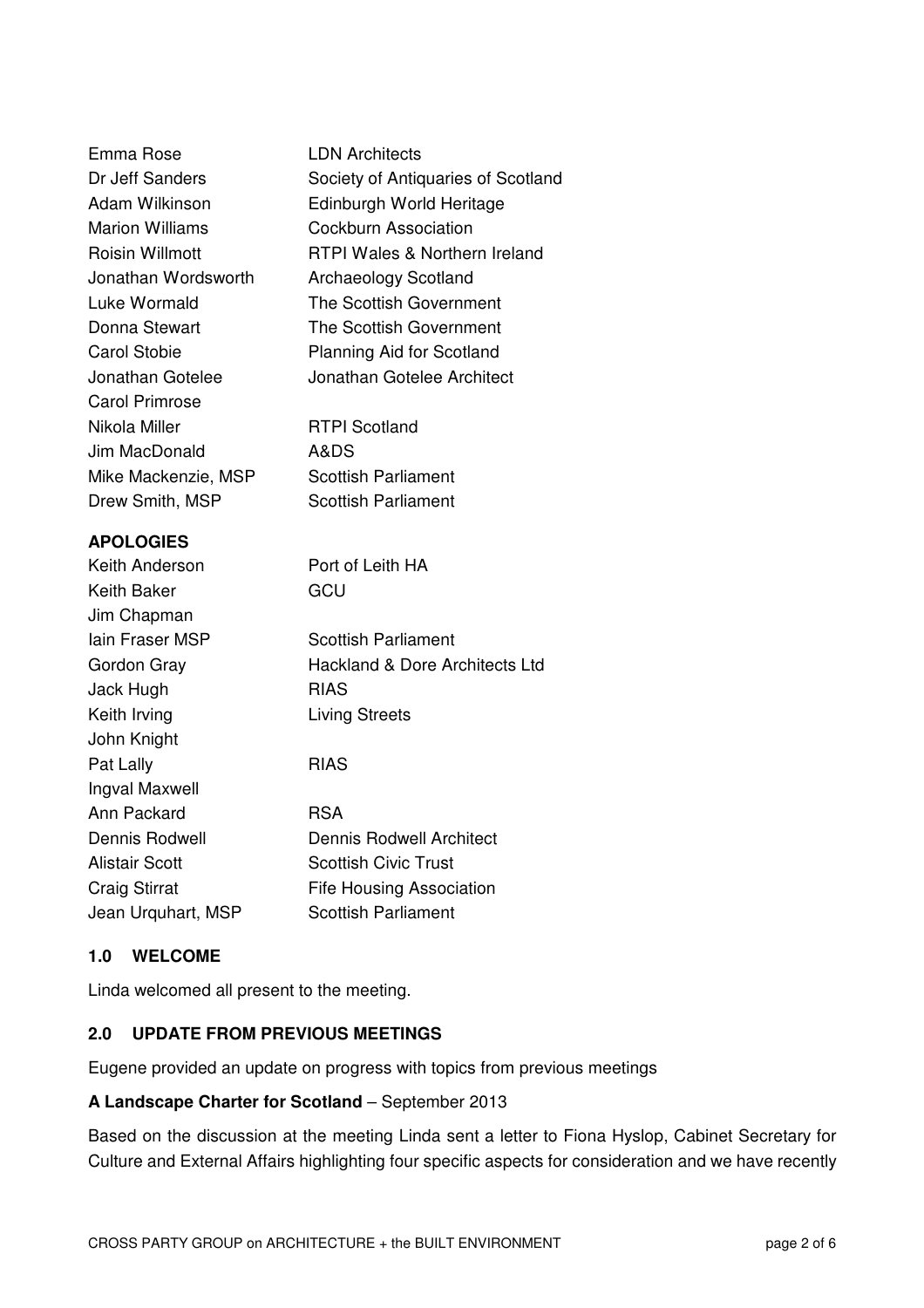| | |
|---|---|
| Emma Rose | LDN Architects |
| Dr Jeff Sanders | Society of Antiquaries of Scotland |
| Adam Wilkinson | Edinburgh World Heritage |
| Marion Williams | Cockburn Association |
| Roisin Willmott | RTPI Wales & Northern Ireland |
| Jonathan Wordsworth | Archaeology Scotland |
| Luke Wormald | The Scottish Government |
| Donna Stewart | The Scottish Government |
| Carol Stobie | Planning Aid for Scotland |
| Jonathan Gotelee | Jonathan Gotelee Architect |
| Carol Primrose | |
| Nikola Miller | RTPI Scotland |
| Jim MacDonald | A&DS |
| Mike Mackenzie, MSP | Scottish Parliament |
| Drew Smith, MSP | Scottish Parliament |

**APOLOGIES**

| | |
|---|---|
| Keith Anderson | Port of Leith HA |
| Keith Baker | GCU |
| Jim Chapman | |
| Iain Fraser MSP | Scottish Parliament |
| Gordon Gray | Hackland & Dore Architects Ltd |
| Jack Hugh | RIAS |
| Keith Irving | Living Streets |
| John Knight | |
| Pat Lally | RIAS |
| Ingval Maxwell | |
| Ann Packard | RSA |
| Dennis Rodwell | Dennis Rodwell Architect |
| Alistair Scott | Scottish Civic Trust |
| Craig Stirrat | Fife Housing Association |
| Jean Urquhart, MSP | Scottish Parliament |

## 1.0 WELCOME

Linda welcomed all present to the meeting.

## 2.0 UPDATE FROM PREVIOUS MEETINGS

Eugene provided an update on progress with topics from previous meetings

**A Landscape Charter for Scotland** – September 2013

Based on the discussion at the meeting Linda sent a letter to Fiona Hyslop, Cabinet Secretary for Culture and External Affairs highlighting four specific aspects for consideration and we have recently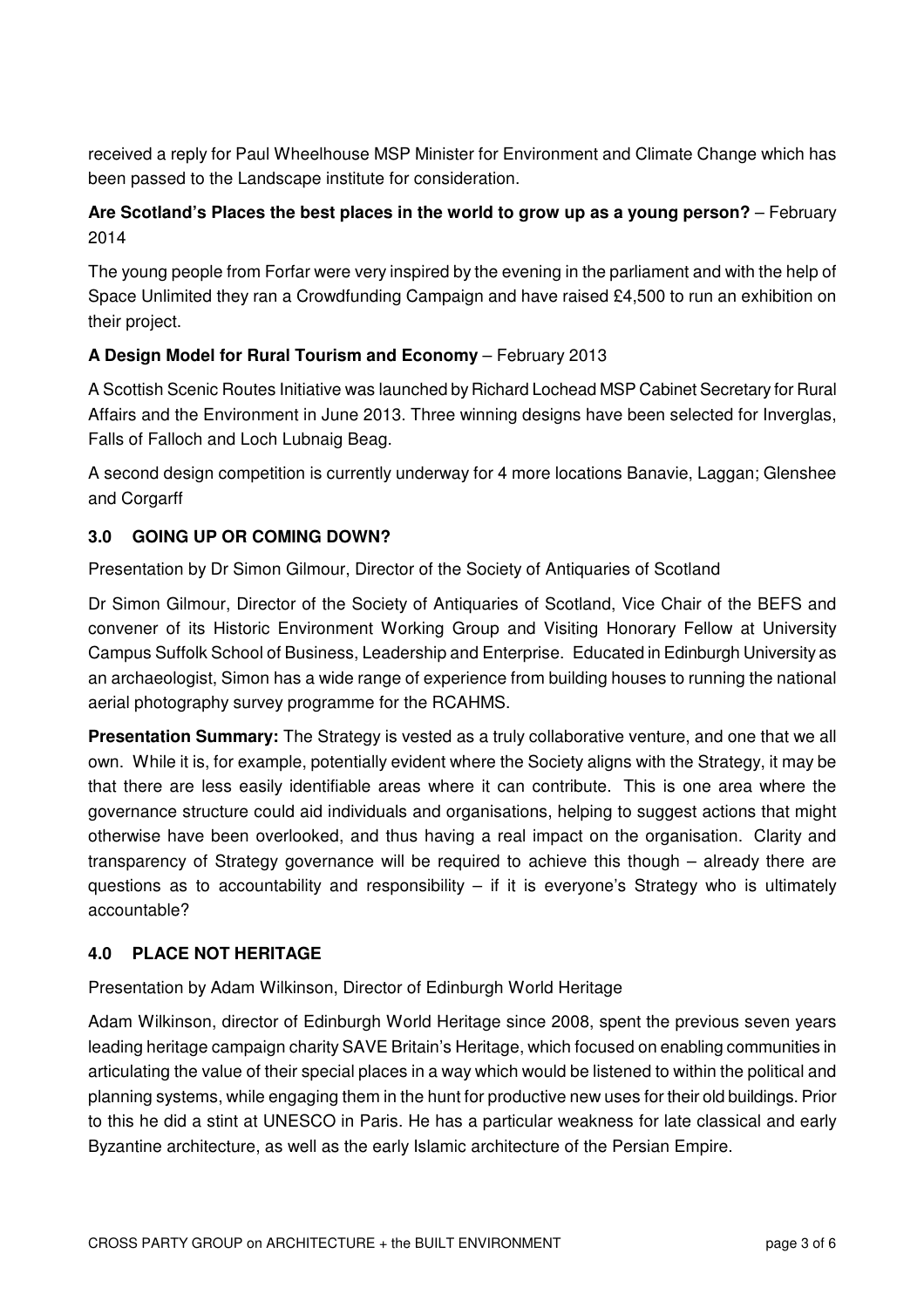received a reply for Paul Wheelhouse MSP Minister for Environment and Climate Change which has been passed to the Landscape institute for consideration.

**Are Scotland's Places the best places in the world to grow up as a young person?** – February 2014

The young people from Forfar were very inspired by the evening in the parliament and with the help of Space Unlimited they ran a Crowdfunding Campaign and have raised £4,500 to run an exhibition on their project.

**A Design Model for Rural Tourism and Economy** – February 2013

A Scottish Scenic Routes Initiative was launched by Richard Lochead MSP Cabinet Secretary for Rural Affairs and the Environment in June 2013. Three winning designs have been selected for Inverglas, Falls of Falloch and Loch Lubnaig Beag.

A second design competition is currently underway for 4 more locations Banavie, Laggan; Glenshee and Corgarff

## 3.0 GOING UP OR COMING DOWN?

Presentation by Dr Simon Gilmour, Director of the Society of Antiquaries of Scotland

Dr Simon Gilmour, Director of the Society of Antiquaries of Scotland, Vice Chair of the BEFS and convener of its Historic Environment Working Group and Visiting Honorary Fellow at University Campus Suffolk School of Business, Leadership and Enterprise. Educated in Edinburgh University as an archaeologist, Simon has a wide range of experience from building houses to running the national aerial photography survey programme for the RCAHMS.

**Presentation Summary:** The Strategy is vested as a truly collaborative venture, and one that we all own. While it is, for example, potentially evident where the Society aligns with the Strategy, it may be that there are less easily identifiable areas where it can contribute. This is one area where the governance structure could aid individuals and organisations, helping to suggest actions that might otherwise have been overlooked, and thus having a real impact on the organisation. Clarity and transparency of Strategy governance will be required to achieve this though – already there are questions as to accountability and responsibility – if it is everyone's Strategy who is ultimately accountable?

## 4.0 PLACE NOT HERITAGE

Presentation by Adam Wilkinson, Director of Edinburgh World Heritage

Adam Wilkinson, director of Edinburgh World Heritage since 2008, spent the previous seven years leading heritage campaign charity SAVE Britain's Heritage, which focused on enabling communities in articulating the value of their special places in a way which would be listened to within the political and planning systems, while engaging them in the hunt for productive new uses for their old buildings. Prior to this he did a stint at UNESCO in Paris. He has a particular weakness for late classical and early Byzantine architecture, as well as the early Islamic architecture of the Persian Empire.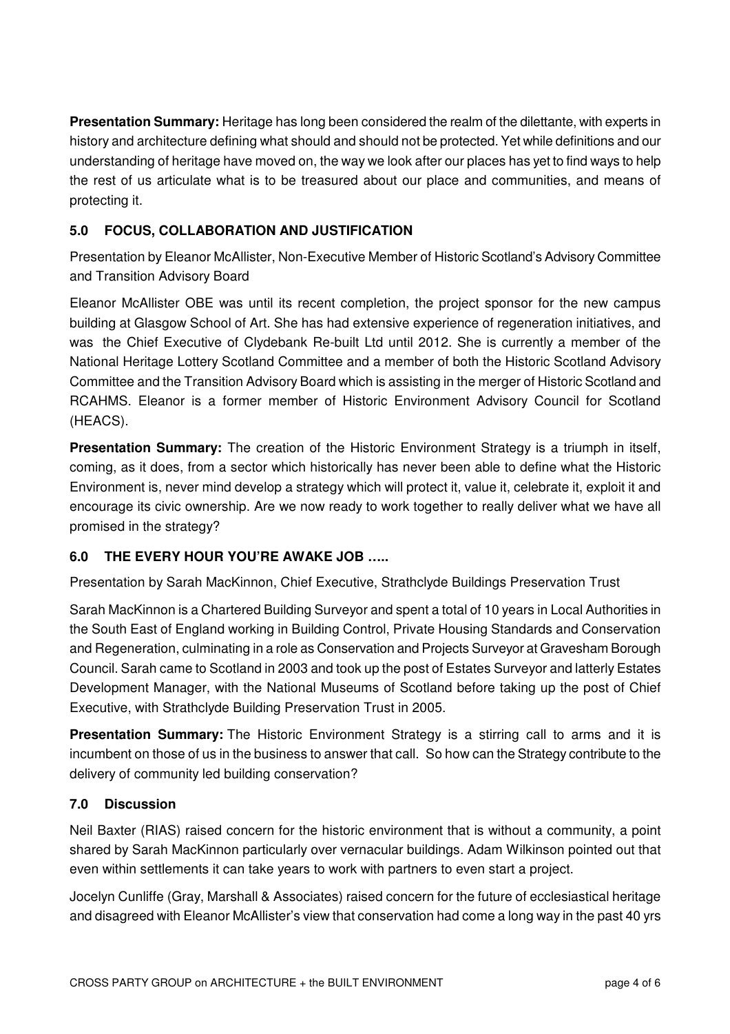**Presentation Summary:** Heritage has long been considered the realm of the dilettante, with experts in history and architecture defining what should and should not be protected. Yet while definitions and our understanding of heritage have moved on, the way we look after our places has yet to find ways to help the rest of us articulate what is to be treasured about our place and communities, and means of protecting it.

## 5.0 FOCUS, COLLABORATION AND JUSTIFICATION

Presentation by Eleanor McAllister, Non-Executive Member of Historic Scotland's Advisory Committee and Transition Advisory Board

Eleanor McAllister OBE was until its recent completion, the project sponsor for the new campus building at Glasgow School of Art. She has had extensive experience of regeneration initiatives, and was the Chief Executive of Clydebank Re-built Ltd until 2012. She is currently a member of the National Heritage Lottery Scotland Committee and a member of both the Historic Scotland Advisory Committee and the Transition Advisory Board which is assisting in the merger of Historic Scotland and RCAHMS. Eleanor is a former member of Historic Environment Advisory Council for Scotland (HEACS).

**Presentation Summary:** The creation of the Historic Environment Strategy is a triumph in itself, coming, as it does, from a sector which historically has never been able to define what the Historic Environment is, never mind develop a strategy which will protect it, value it, celebrate it, exploit it and encourage its civic ownership. Are we now ready to work together to really deliver what we have all promised in the strategy?

## 6.0 THE EVERY HOUR YOU'RE AWAKE JOB …..

Presentation by Sarah MacKinnon, Chief Executive, Strathclyde Buildings Preservation Trust

Sarah MacKinnon is a Chartered Building Surveyor and spent a total of 10 years in Local Authorities in the South East of England working in Building Control, Private Housing Standards and Conservation and Regeneration, culminating in a role as Conservation and Projects Surveyor at Gravesham Borough Council. Sarah came to Scotland in 2003 and took up the post of Estates Surveyor and latterly Estates Development Manager, with the National Museums of Scotland before taking up the post of Chief Executive, with Strathclyde Building Preservation Trust in 2005.

**Presentation Summary:** The Historic Environment Strategy is a stirring call to arms and it is incumbent on those of us in the business to answer that call. So how can the Strategy contribute to the delivery of community led building conservation?

## 7.0 Discussion

Neil Baxter (RIAS) raised concern for the historic environment that is without a community, a point shared by Sarah MacKinnon particularly over vernacular buildings. Adam Wilkinson pointed out that even within settlements it can take years to work with partners to even start a project.

Jocelyn Cunliffe (Gray, Marshall & Associates) raised concern for the future of ecclesiastical heritage and disagreed with Eleanor McAllister's view that conservation had come a long way in the past 40 yrs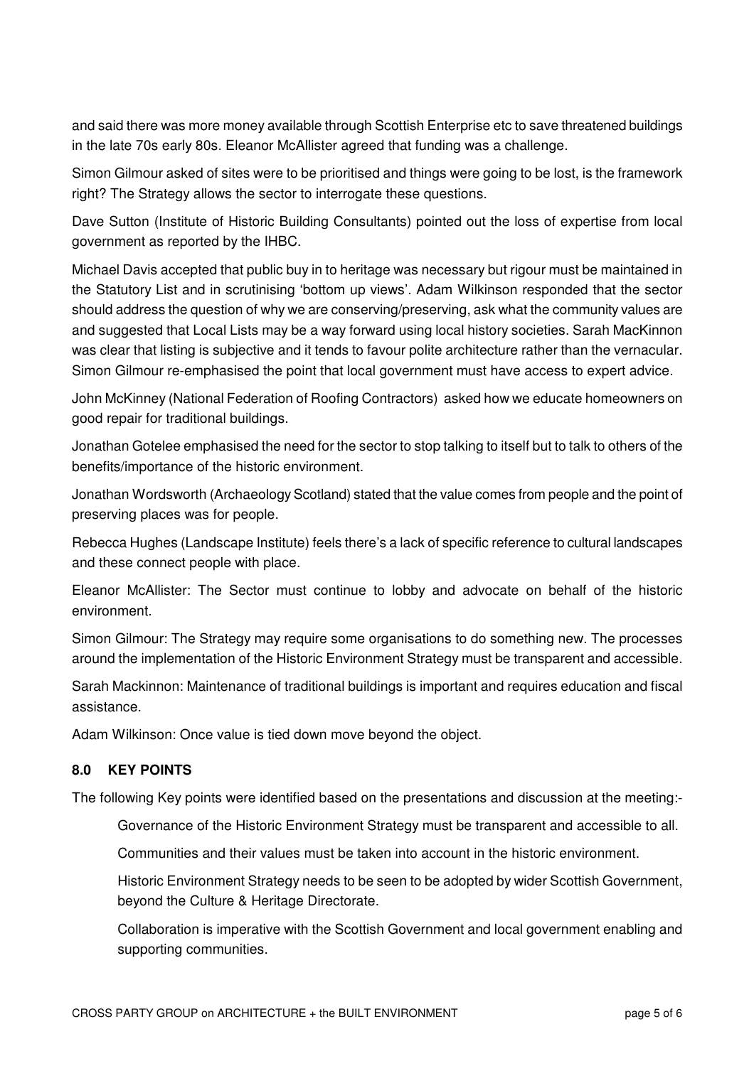and said there was more money available through Scottish Enterprise etc to save threatened buildings in the late 70s early 80s. Eleanor McAllister agreed that funding was a challenge.

Simon Gilmour asked of sites were to be prioritised and things were going to be lost, is the framework right? The Strategy allows the sector to interrogate these questions.

Dave Sutton (Institute of Historic Building Consultants) pointed out the loss of expertise from local government as reported by the IHBC.

Michael Davis accepted that public buy in to heritage was necessary but rigour must be maintained in the Statutory List and in scrutinising 'bottom up views'. Adam Wilkinson responded that the sector should address the question of why we are conserving/preserving, ask what the community values are and suggested that Local Lists may be a way forward using local history societies. Sarah MacKinnon was clear that listing is subjective and it tends to favour polite architecture rather than the vernacular. Simon Gilmour re-emphasised the point that local government must have access to expert advice.

John McKinney (National Federation of Roofing Contractors) asked how we educate homeowners on good repair for traditional buildings.

Jonathan Gotelee emphasised the need for the sector to stop talking to itself but to talk to others of the benefits/importance of the historic environment.

Jonathan Wordsworth (Archaeology Scotland) stated that the value comes from people and the point of preserving places was for people.

Rebecca Hughes (Landscape Institute) feels there's a lack of specific reference to cultural landscapes and these connect people with place.

Eleanor McAllister: The Sector must continue to lobby and advocate on behalf of the historic environment.

Simon Gilmour: The Strategy may require some organisations to do something new. The processes around the implementation of the Historic Environment Strategy must be transparent and accessible.

Sarah Mackinnon: Maintenance of traditional buildings is important and requires education and fiscal assistance.

Adam Wilkinson: Once value is tied down move beyond the object.

## 8.0 KEY POINTS

The following Key points were identified based on the presentations and discussion at the meeting:-

Governance of the Historic Environment Strategy must be transparent and accessible to all.

Communities and their values must be taken into account in the historic environment.

Historic Environment Strategy needs to be seen to be adopted by wider Scottish Government, beyond the Culture & Heritage Directorate.

Collaboration is imperative with the Scottish Government and local government enabling and supporting communities.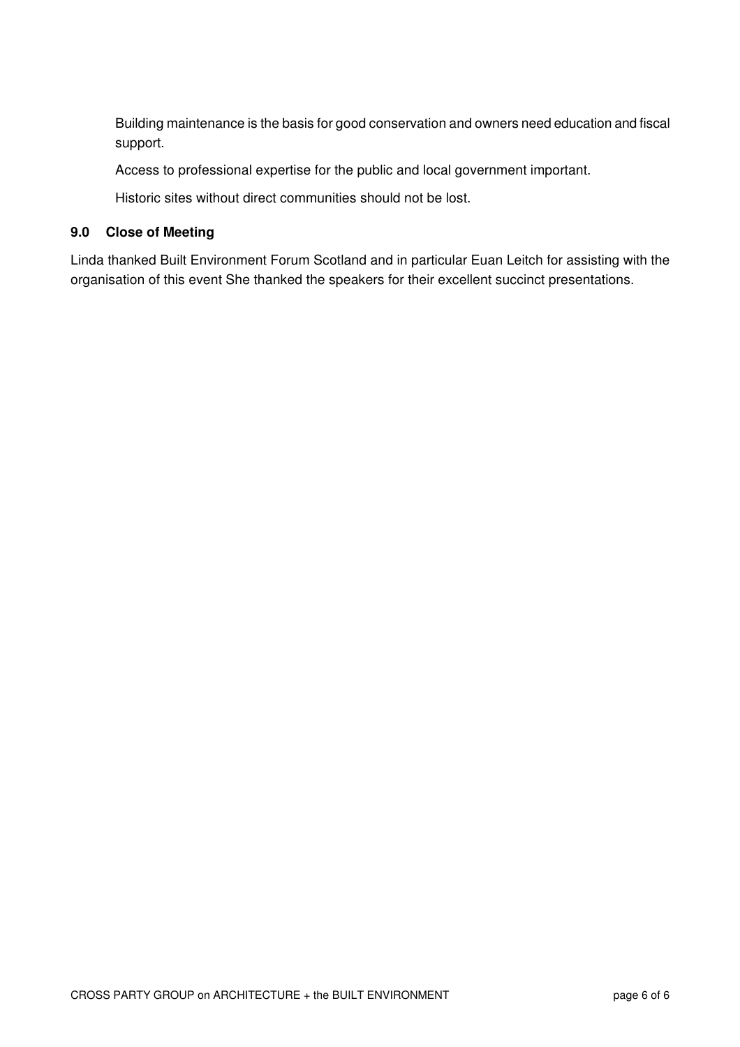Building maintenance is the basis for good conservation and owners need education and fiscal support.

Access to professional expertise for the public and local government important.

Historic sites without direct communities should not be lost.

## 9.0 Close of Meeting

Linda thanked Built Environment Forum Scotland and in particular Euan Leitch for assisting with the organisation of this event She thanked the speakers for their excellent succinct presentations.